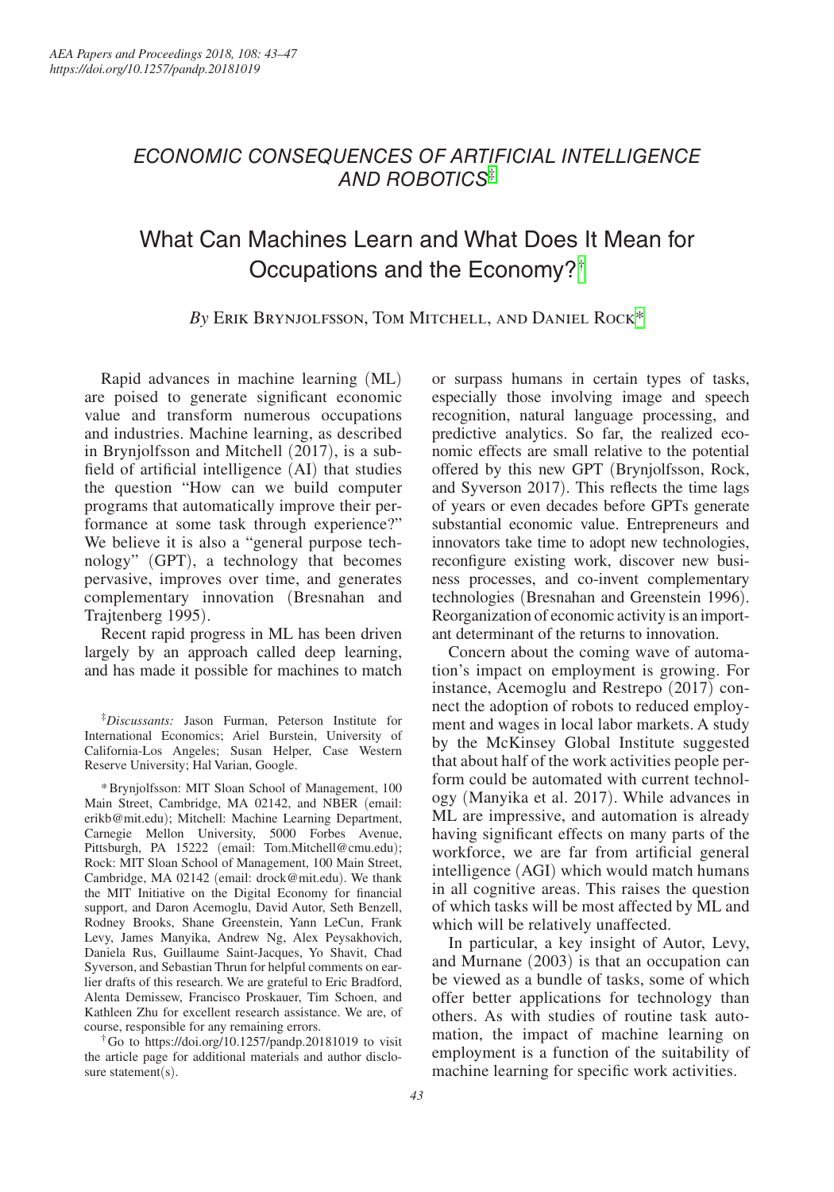# *ECONOMIC CONSEQUENCES OF ARTIFICIAL INTELLIGENCE AND ROBOTICS*[‡]

## What Can Machines Learn and What Does It Mean for Occupations and the Economy?[†]

*By* Erik Brynjolfsson, Tom Mitchell, and Daniel Rock[*]

Rapid advances in machine learning (ML) are poised to generate significant economic value and transform numerous occupations and industries. Machine learning, as described in Brynjolfsson and Mitchell (2017), is a subfield of artificial intelligence (AI) that studies the question "How can we build computer programs that automatically improve their performance at some task through experience?" We believe it is also a "general purpose technology" (GPT), a technology that becomes pervasive, improves over time, and generates complementary innovation (Bresnahan and Trajtenberg 1995).

Recent rapid progress in ML has been driven largely by an approach called deep learning, and has made it possible for machines to match or surpass humans in certain types of tasks, especially those involving image and speech recognition, natural language processing, and predictive analytics. So far, the realized economic effects are small relative to the potential offered by this new GPT (Brynjolfsson, Rock, and Syverson 2017). This reflects the time lags of years or even decades before GPTs generate substantial economic value. Entrepreneurs and innovators take time to adopt new technologies, reconfigure existing work, discover new business processes, and co-invent complementary technologies (Bresnahan and Greenstein 1996). Reorganization of economic activity is an important determinant of the returns to innovation.

Concern about the coming wave of automation's impact on employment is growing. For instance, Acemoglu and Restrepo (2017) connect the adoption of robots to reduced employment and wages in local labor markets. A study by the McKinsey Global Institute suggested that about half of the work activities people perform could be automated with current technology (Manyika et al. 2017). While advances in ML are impressive, and automation is already having significant effects on many parts of the workforce, we are far from artificial general intelligence (AGI) which would match humans in all cognitive areas. This raises the question of which tasks will be most affected by ML and which will be relatively unaffected.

In particular, a key insight of Autor, Levy, and Murnane (2003) is that an occupation can be viewed as a bundle of tasks, some of which offer better applications for technology than others. As with studies of routine task automation, the impact of machine learning on employment is a function of the suitability of machine learning for specific work activities.

---

[‡]*Discussants:* Jason Furman, Peterson Institute for International Economics; Ariel Burstein, University of California-Los Angeles; Susan Helper, Case Western Reserve University; Hal Varian, Google.

[*]Brynjolfsson: MIT Sloan School of Management, 100 Main Street, Cambridge, MA 02142, and NBER (email: erikb@mit.edu); Mitchell: Machine Learning Department, Carnegie Mellon University, 5000 Forbes Avenue, Pittsburgh, PA 15222 (email: Tom.Mitchell@cmu.edu); Rock: MIT Sloan School of Management, 100 Main Street, Cambridge, MA 02142 (email: drock@mit.edu). We thank the MIT Initiative on the Digital Economy for financial support, and Daron Acemoglu, David Autor, Seth Benzell, Rodney Brooks, Shane Greenstein, Yann LeCun, Frank Levy, James Manyika, Andrew Ng, Alex Peysakhovich, Daniela Rus, Guillaume Saint-Jacques, Yo Shavit, Chad Syverson, and Sebastian Thrun for helpful comments on earlier drafts of this research. We are grateful to Eric Bradford, Alenta Demissew, Francisco Proskauer, Tim Schoen, and Kathleen Zhu for excellent research assistance. We are, of course, responsible for any remaining errors.

[†]Go to https://doi.org/10.1257/pandp.20181019 to visit the article page for additional materials and author disclosure statement(s).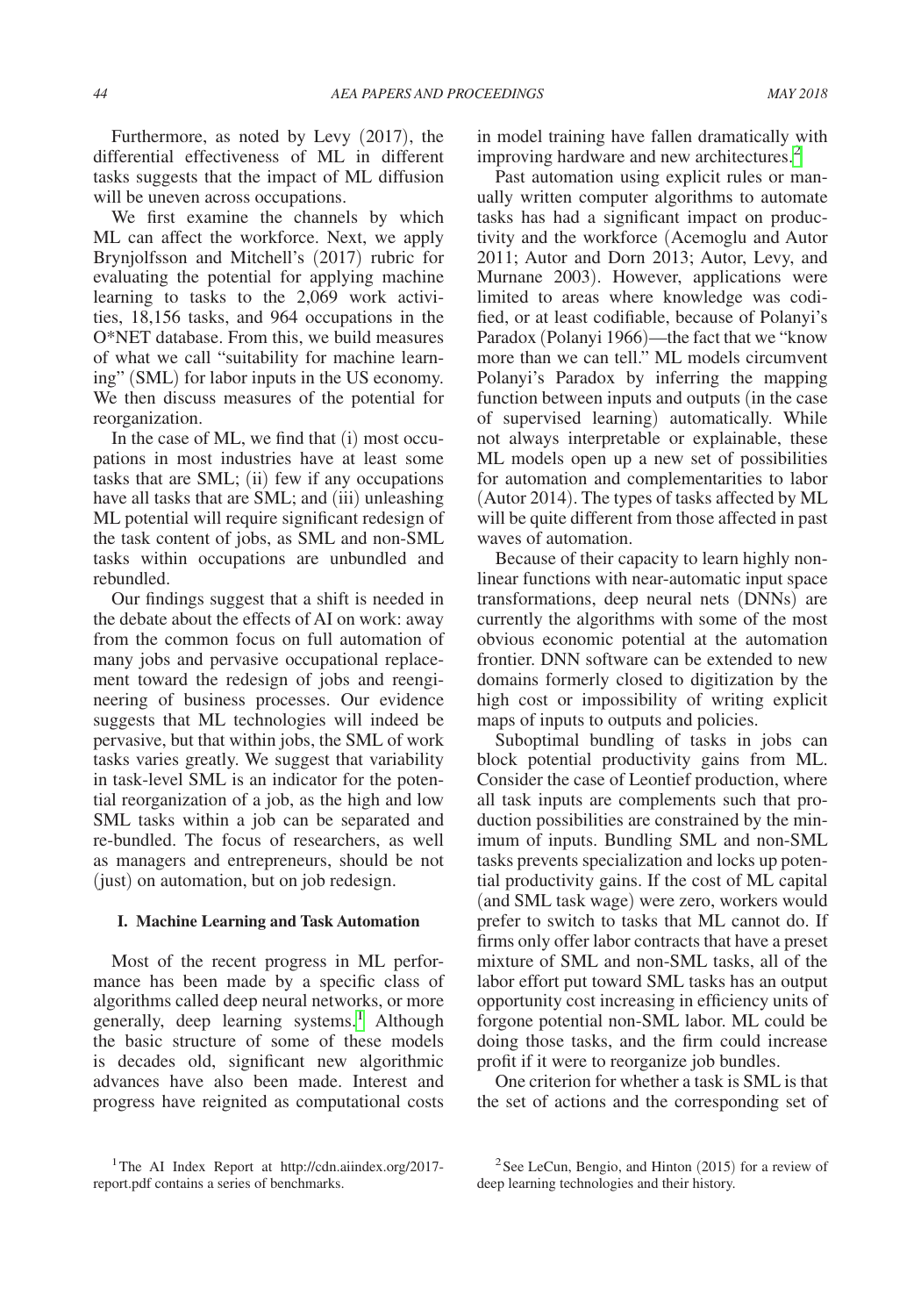Furthermore, as noted by Levy (2017), the differential effectiveness of ML in different tasks suggests that the impact of ML diffusion will be uneven across occupations.

We first examine the channels by which ML can affect the workforce. Next, we apply Brynjolfsson and Mitchell's (2017) rubric for evaluating the potential for applying machine learning to tasks to the 2,069 work activities, 18,156 tasks, and 964 occupations in the O*NET database. From this, we build measures of what we call "suitability for machine learning" (SML) for labor inputs in the US economy. We then discuss measures of the potential for reorganization.

In the case of ML, we find that (i) most occupations in most industries have at least some tasks that are SML; (ii) few if any occupations have all tasks that are SML; and (iii) unleashing ML potential will require significant redesign of the task content of jobs, as SML and non-SML tasks within occupations are unbundled and rebundled.

Our findings suggest that a shift is needed in the debate about the effects of AI on work: away from the common focus on full automation of many jobs and pervasive occupational replacement toward the redesign of jobs and reengineering of business processes. Our evidence suggests that ML technologies will indeed be pervasive, but that within jobs, the SML of work tasks varies greatly. We suggest that variability in task-level SML is an indicator for the potential reorganization of a job, as the high and low SML tasks within a job can be separated and re-bundled. The focus of researchers, as well as managers and entrepreneurs, should be not (just) on automation, but on job redesign.

## I. Machine Learning and Task Automation

Most of the recent progress in ML performance has been made by a specific class of algorithms called deep neural networks, or more generally, deep learning systems.[1] Although the basic structure of some of these models is decades old, significant new algorithmic advances have also been made. Interest and progress have reignited as computational costs in model training have fallen dramatically with improving hardware and new architectures.[2]

Past automation using explicit rules or manually written computer algorithms to automate tasks has had a significant impact on productivity and the workforce (Acemoglu and Autor 2011; Autor and Dorn 2013; Autor, Levy, and Murnane 2003). However, applications were limited to areas where knowledge was codified, or at least codifiable, because of Polanyi's Paradox (Polanyi 1966)—the fact that we "know more than we can tell." ML models circumvent Polanyi's Paradox by inferring the mapping function between inputs and outputs (in the case of supervised learning) automatically. While not always interpretable or explainable, these ML models open up a new set of possibilities for automation and complementarities to labor (Autor 2014). The types of tasks affected by ML will be quite different from those affected in past waves of automation.

Because of their capacity to learn highly nonlinear functions with near-automatic input space transformations, deep neural nets (DNNs) are currently the algorithms with some of the most obvious economic potential at the automation frontier. DNN software can be extended to new domains formerly closed to digitization by the high cost or impossibility of writing explicit maps of inputs to outputs and policies.

Suboptimal bundling of tasks in jobs can block potential productivity gains from ML. Consider the case of Leontief production, where all task inputs are complements such that production possibilities are constrained by the minimum of inputs. Bundling SML and non-SML tasks prevents specialization and locks up potential productivity gains. If the cost of ML capital (and SML task wage) were zero, workers would prefer to switch to tasks that ML cannot do. If firms only offer labor contracts that have a preset mixture of SML and non-SML tasks, all of the labor effort put toward SML tasks has an output opportunity cost increasing in efficiency units of forgone potential non-SML labor. ML could be doing those tasks, and the firm could increase profit if it were to reorganize job bundles.

One criterion for whether a task is SML is that the set of actions and the corresponding set of

[1] The AI Index Report at http://cdn.aiindex.org/2017-report.pdf contains a series of benchmarks.

[2] See LeCun, Bengio, and Hinton (2015) for a review of deep learning technologies and their history.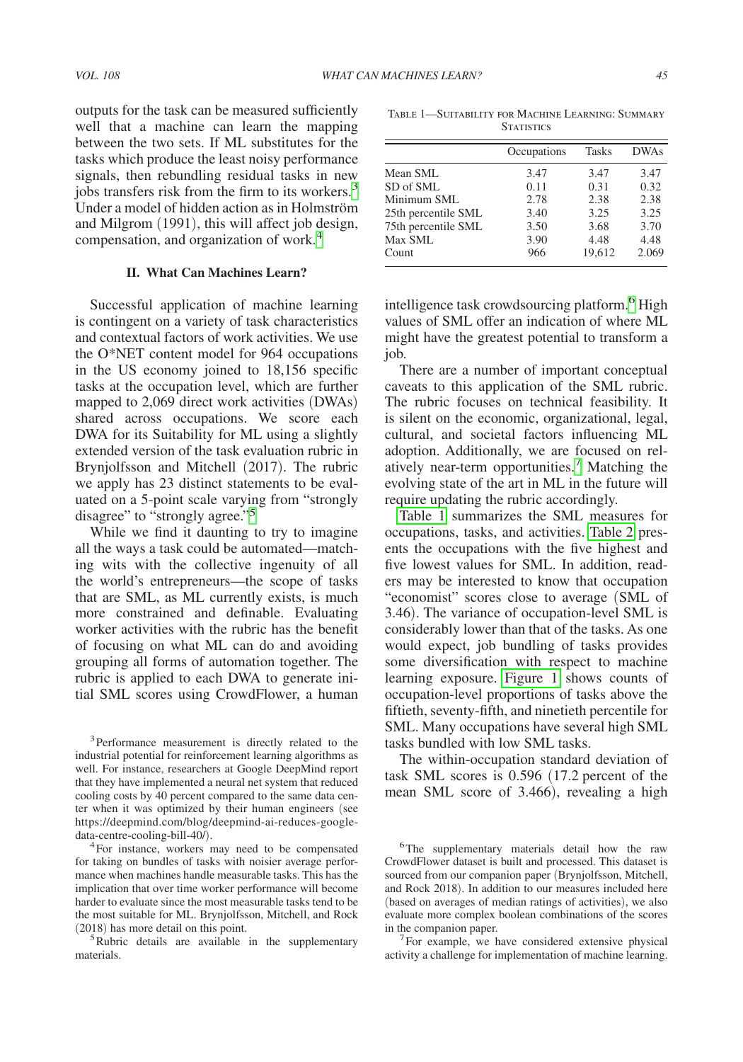outputs for the task can be measured sufficiently well that a machine can learn the mapping between the two sets. If ML substitutes for the tasks which produce the least noisy performance signals, then rebundling residual tasks in new jobs transfers risk from the firm to its workers.[3] Under a model of hidden action as in Holmström and Milgrom (1991), this will affect job design, compensation, and organization of work.[4]

## II. What Can Machines Learn?

Successful application of machine learning is contingent on a variety of task characteristics and contextual factors of work activities. We use the O*NET content model for 964 occupations in the US economy joined to 18,156 specific tasks at the occupation level, which are further mapped to 2,069 direct work activities (DWAs) shared across occupations. We score each DWA for its Suitability for ML using a slightly extended version of the task evaluation rubric in Brynjolfsson and Mitchell (2017). The rubric we apply has 23 distinct statements to be evaluated on a 5-point scale varying from "strongly disagree" to "strongly agree."[5]

While we find it daunting to try to imagine all the ways a task could be automated—matching wits with the collective ingenuity of all the world's entrepreneurs—the scope of tasks that are SML, as ML currently exists, is much more constrained and definable. Evaluating worker activities with the rubric has the benefit of focusing on what ML can do and avoiding grouping all forms of automation together. The rubric is applied to each DWA to generate initial SML scores using CrowdFlower, a human intelligence task crowdsourcing platform.[6] High values of SML offer an indication of where ML might have the greatest potential to transform a job.

Table 1—Suitability for Machine Learning: Summary Statistics

| | Occupations | Tasks | DWAs |
|---|---|---|---|
| Mean SML | 3.47 | 3.47 | 3.47 |
| SD of SML | 0.11 | 0.31 | 0.32 |
| Minimum SML | 2.78 | 2.38 | 2.38 |
| 25th percentile SML | 3.40 | 3.25 | 3.25 |
| 75th percentile SML | 3.50 | 3.68 | 3.70 |
| Max SML | 3.90 | 4.48 | 4.48 |
| Count | 966 | 19,612 | 2.069 |

There are a number of important conceptual caveats to this application of the SML rubric. The rubric focuses on technical feasibility. It is silent on the economic, organizational, legal, cultural, and societal factors influencing ML adoption. Additionally, we are focused on relatively near-term opportunities.[7] Matching the evolving state of the art in ML in the future will require updating the rubric accordingly.

Table 1 summarizes the SML measures for occupations, tasks, and activities. Table 2 presents the occupations with the five highest and five lowest values for SML. In addition, readers may be interested to know that occupation "economist" scores close to average (SML of 3.46). The variance of occupation-level SML is considerably lower than that of the tasks. As one would expect, job bundling of tasks provides some diversification with respect to machine learning exposure. Figure 1 shows counts of occupation-level proportions of tasks above the fiftieth, seventy-fifth, and ninetieth percentile for SML. Many occupations have several high SML tasks bundled with low SML tasks.

The within-occupation standard deviation of task SML scores is 0.596 (17.2 percent of the mean SML score of 3.466), revealing a high

[3] Performance measurement is directly related to the industrial potential for reinforcement learning algorithms as well. For instance, researchers at Google DeepMind report that they have implemented a neural net system that reduced cooling costs by 40 percent compared to the same data center when it was optimized by their human engineers (see https://deepmind.com/blog/deepmind-ai-reduces-google-data-centre-cooling-bill-40/).

[4] For instance, workers may need to be compensated for taking on bundles of tasks with noisier average performance when machines handle measurable tasks. This has the implication that over time worker performance will become harder to evaluate since the most measurable tasks tend to be the most suitable for ML. Brynjolfsson, Mitchell, and Rock (2018) has more detail on this point.

[5] Rubric details are available in the supplementary materials.

[6] The supplementary materials detail how the raw CrowdFlower dataset is built and processed. This dataset is sourced from our companion paper (Brynjolfsson, Mitchell, and Rock 2018). In addition to our measures included here (based on averages of median ratings of activities), we also evaluate more complex boolean combinations of the scores in the companion paper.

[7] For example, we have considered extensive physical activity a challenge for implementation of machine learning.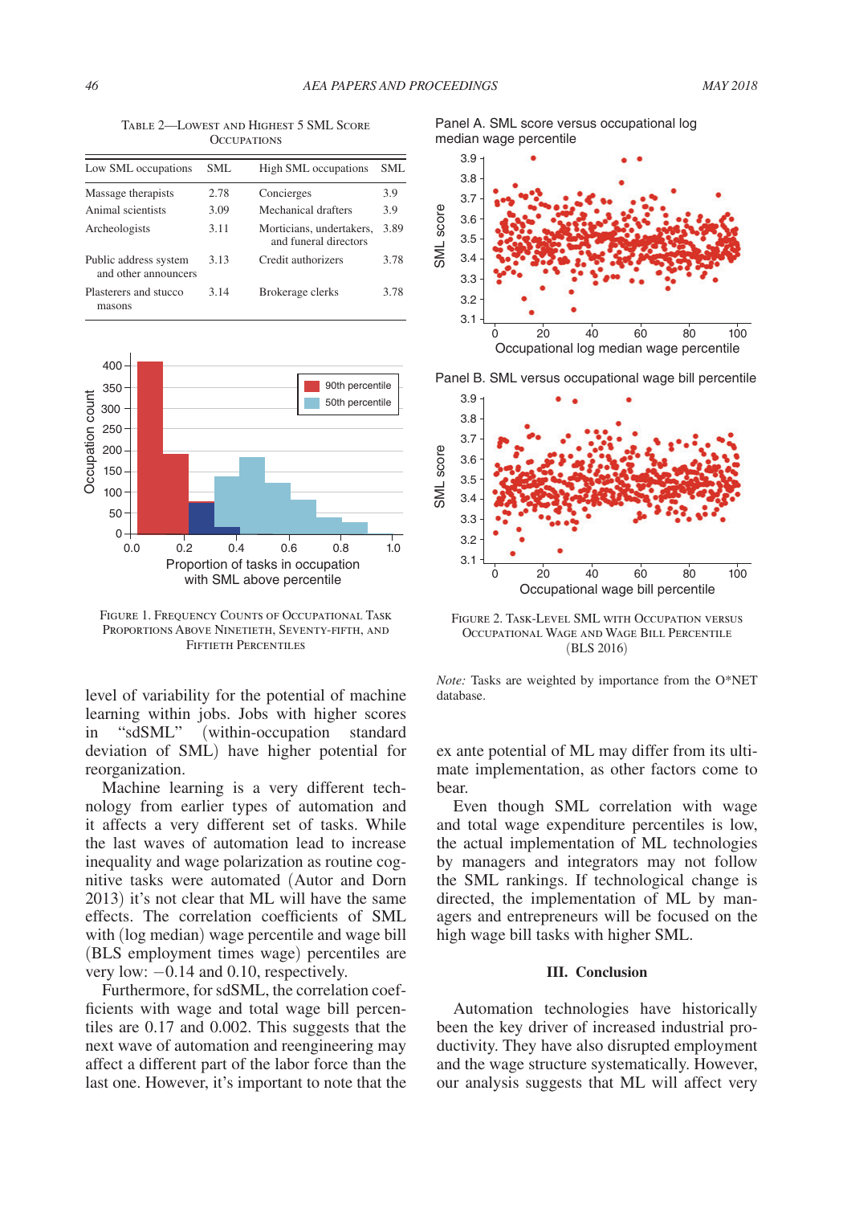Table 2—Lowest and Highest 5 SML Score Occupations

| Low SML occupations | SML | High SML occupations | SML |
|---|---|---|---|
| Massage therapists | 2.78 | Concierges | 3.9 |
| Animal scientists | 3.09 | Mechanical drafters | 3.9 |
| Archeologists | 3.11 | Morticians, undertakers, and funeral directors | 3.89 |
| Public address system and other announcers | 3.13 | Credit authorizers | 3.78 |
| Plasterers and stucco masons | 3.14 | Brokerage clerks | 3.78 |

Figure 1. Frequency Counts of Occupational Task Proportions Above Ninetieth, Seventy-fifth, and Fiftieth Percentiles

level of variability for the potential of machine learning within jobs. Jobs with higher scores in "sdSML" (within-occupation standard deviation of SML) have higher potential for reorganization.

Machine learning is a very different technology from earlier types of automation and it affects a very different set of tasks. While the last waves of automation lead to increase inequality and wage polarization as routine cognitive tasks were automated (Autor and Dorn 2013) it's not clear that ML will have the same effects. The correlation coefficients of SML with (log median) wage percentile and wage bill (BLS employment times wage) percentiles are very low: −0.14 and 0.10, respectively.

Furthermore, for sdSML, the correlation coefficients with wage and total wage bill percentiles are 0.17 and 0.002. This suggests that the next wave of automation and reengineering may affect a different part of the labor force than the last one. However, it's important to note that the ex ante potential of ML may differ from its ultimate implementation, as other factors come to bear.

Figure 2. Task-Level SML with Occupation versus Occupational Wage and Wage Bill Percentile (BLS 2016)

*Note:* Tasks are weighted by importance from the O*NET database.

Even though SML correlation with wage and total wage expenditure percentiles is low, the actual implementation of ML technologies by managers and integrators may not follow the SML rankings. If technological change is directed, the implementation of ML by managers and entrepreneurs will be focused on the high wage bill tasks with higher SML.

## III. Conclusion

Automation technologies have historically been the key driver of increased industrial productivity. They have also disrupted employment and the wage structure systematically. However, our analysis suggests that ML will affect very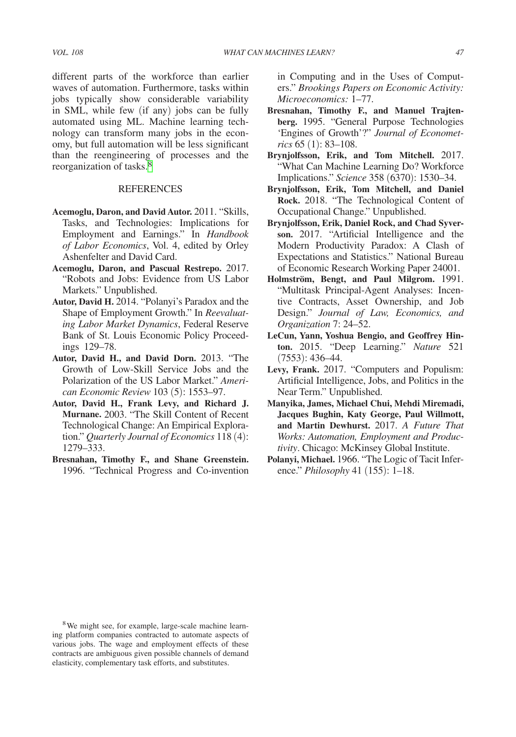different parts of the workforce than earlier waves of automation. Furthermore, tasks within jobs typically show considerable variability in SML, while few (if any) jobs can be fully automated using ML. Machine learning technology can transform many jobs in the economy, but full automation will be less significant than the reengineering of processes and the reorganization of tasks.[8]

## REFERENCES

**Acemoglu, Daron, and David Autor.** 2011. "Skills, Tasks, and Technologies: Implications for Employment and Earnings." In *Handbook of Labor Economics*, Vol. 4, edited by Orley Ashenfelter and David Card.

**Acemoglu, Daron, and Pascual Restrepo.** 2017. "Robots and Jobs: Evidence from US Labor Markets." Unpublished.

**Autor, David H.** 2014. "Polanyi's Paradox and the Shape of Employment Growth." In *Reevaluating Labor Market Dynamics*, Federal Reserve Bank of St. Louis Economic Policy Proceedings 129–78.

**Autor, David H., and David Dorn.** 2013. "The Growth of Low-Skill Service Jobs and the Polarization of the US Labor Market." *American Economic Review* 103 (5): 1553–97.

**Autor, David H., Frank Levy, and Richard J. Murnane.** 2003. "The Skill Content of Recent Technological Change: An Empirical Exploration." *Quarterly Journal of Economics* 118 (4): 1279–333.

**Bresnahan, Timothy F., and Shane Greenstein.** 1996. "Technical Progress and Co-invention in Computing and in the Uses of Computers." *Brookings Papers on Economic Activity: Microeconomics:* 1–77.

**Bresnahan, Timothy F., and Manuel Trajtenberg.** 1995. "General Purpose Technologies 'Engines of Growth'?" *Journal of Econometrics* 65 (1): 83–108.

**Brynjolfsson, Erik, and Tom Mitchell.** 2017. "What Can Machine Learning Do? Workforce Implications." *Science* 358 (6370): 1530–34.

**Brynjolfsson, Erik, Tom Mitchell, and Daniel Rock.** 2018. "The Technological Content of Occupational Change." Unpublished.

**Brynjolfsson, Erik, Daniel Rock, and Chad Syverson.** 2017. "Artificial Intelligence and the Modern Productivity Paradox: A Clash of Expectations and Statistics." National Bureau of Economic Research Working Paper 24001.

**Holmström, Bengt, and Paul Milgrom.** 1991. "Multitask Principal-Agent Analyses: Incentive Contracts, Asset Ownership, and Job Design." *Journal of Law, Economics, and Organization* 7: 24–52.

**LeCun, Yann, Yoshua Bengio, and Geoffrey Hinton.** 2015. "Deep Learning." *Nature* 521 (7553): 436–44.

**Levy, Frank.** 2017. "Computers and Populism: Artificial Intelligence, Jobs, and Politics in the Near Term." Unpublished.

**Manyika, James, Michael Chui, Mehdi Miremadi, Jacques Bughin, Katy George, Paul Willmott, and Martin Dewhurst.** 2017. *A Future That Works: Automation, Employment and Productivity*. Chicago: McKinsey Global Institute.

**Polanyi, Michael.** 1966. "The Logic of Tacit Inference." *Philosophy* 41 (155): 1–18.

[8] We might see, for example, large-scale machine learning platform companies contracted to automate aspects of various jobs. The wage and employment effects of these contracts are ambiguous given possible channels of demand elasticity, complementary task efforts, and substitutes.